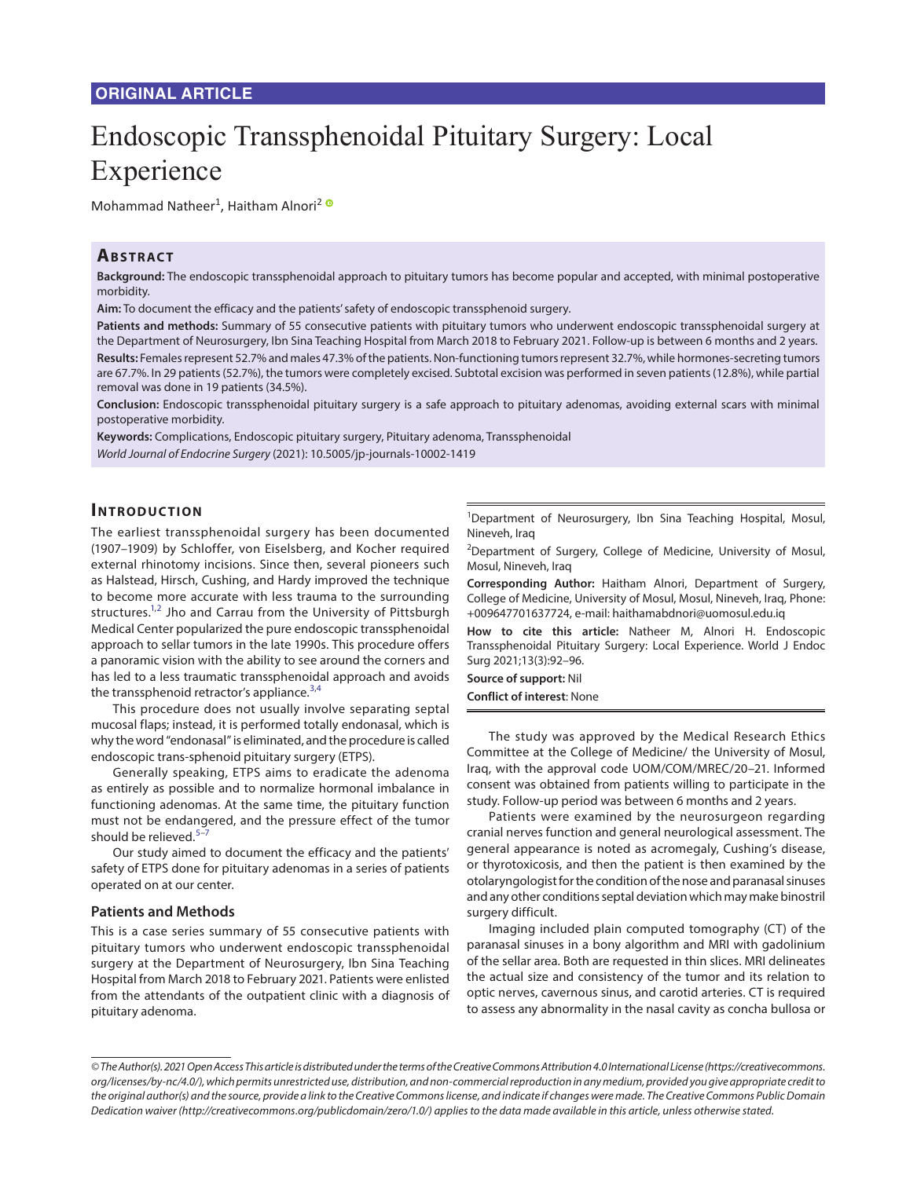ORIGINAL ARTICLE

# Endoscopic Transsphenoidal Pituitary Surgery: Local Experience

Mohammad Natheer[1], Haitham Alnori[2]

## Abstract

**Background:** The endoscopic transsphenoidal approach to pituitary tumors has become popular and accepted, with minimal postoperative morbidity.

**Aim:** To document the efficacy and the patients' safety of endoscopic transsphenoid surgery.

**Patients and methods:** Summary of 55 consecutive patients with pituitary tumors who underwent endoscopic transsphenoidal surgery at the Department of Neurosurgery, Ibn Sina Teaching Hospital from March 2018 to February 2021. Follow-up is between 6 months and 2 years.

**Results:** Females represent 52.7% and males 47.3% of the patients. Non-functioning tumors represent 32.7%, while hormones-secreting tumors are 67.7%. In 29 patients (52.7%), the tumors were completely excised. Subtotal excision was performed in seven patients (12.8%), while partial removal was done in 19 patients (34.5%).

**Conclusion:** Endoscopic transsphenoidal pituitary surgery is a safe approach to pituitary adenomas, avoiding external scars with minimal postoperative morbidity.

**Keywords:** Complications, Endoscopic pituitary surgery, Pituitary adenoma, Transsphenoidal

*World Journal of Endocrine Surgery* (2021): 10.5005/jp-journals-10002-1419

## Introduction

The earliest transsphenoidal surgery has been documented (1907–1909) by Schloffer, von Eiselsberg, and Kocher required external rhinotomy incisions. Since then, several pioneers such as Halstead, Hirsch, Cushing, and Hardy improved the technique to become more accurate with less trauma to the surrounding structures.[1,2] Jho and Carrau from the University of Pittsburgh Medical Center popularized the pure endoscopic transsphenoidal approach to sellar tumors in the late 1990s. This procedure offers a panoramic vision with the ability to see around the corners and has led to a less traumatic transsphenoidal approach and avoids the transsphenoid retractor's appliance.[3,4]

This procedure does not usually involve separating septal mucosal flaps; instead, it is performed totally endonasal, which is why the word "endonasal" is eliminated, and the procedure is called endoscopic trans-sphenoid pituitary surgery (ETPS).

Generally speaking, ETPS aims to eradicate the adenoma as entirely as possible and to normalize hormonal imbalance in functioning adenomas. At the same time, the pituitary function must not be endangered, and the pressure effect of the tumor should be relieved.[5–7]

Our study aimed to document the efficacy and the patients' safety of ETPS done for pituitary adenomas in a series of patients operated on at our center.

### Patients and Methods

This is a case series summary of 55 consecutive patients with pituitary tumors who underwent endoscopic transsphenoidal surgery at the Department of Neurosurgery, Ibn Sina Teaching Hospital from March 2018 to February 2021. Patients were enlisted from the attendants of the outpatient clinic with a diagnosis of pituitary adenoma.

[1]Department of Neurosurgery, Ibn Sina Teaching Hospital, Mosul, Nineveh, Iraq

[2]Department of Surgery, College of Medicine, University of Mosul, Mosul, Nineveh, Iraq

**Corresponding Author:** Haitham Alnori, Department of Surgery, College of Medicine, University of Mosul, Mosul, Nineveh, Iraq, Phone: +009647701637724, e-mail: haithamabdnori@uomosul.edu.iq

**How to cite this article:** Natheer M, Alnori H. Endoscopic Transsphenoidal Pituitary Surgery: Local Experience. World J Endoc Surg 2021;13(3):92–96.

**Source of support:** Nil

**Conflict of interest**: None

The study was approved by the Medical Research Ethics Committee at the College of Medicine/ the University of Mosul, Iraq, with the approval code UOM/COM/MREC/20–21. Informed consent was obtained from patients willing to participate in the study. Follow-up period was between 6 months and 2 years.

Patients were examined by the neurosurgeon regarding cranial nerves function and general neurological assessment. The general appearance is noted as acromegaly, Cushing's disease, or thyrotoxicosis, and then the patient is then examined by the otolaryngologist for the condition of the nose and paranasal sinuses and any other conditions septal deviation which may make binostril surgery difficult.

Imaging included plain computed tomography (CT) of the paranasal sinuses in a bony algorithm and MRI with gadolinium of the sellar area. Both are requested in thin slices. MRI delineates the actual size and consistency of the tumor and its relation to optic nerves, cavernous sinus, and carotid arteries. CT is required to assess any abnormality in the nasal cavity as concha bullosa or

*© The Author(s). 2021 Open Access This article is distributed under the terms of the Creative Commons Attribution 4.0 International License (https://creativecommons.org/licenses/by-nc/4.0/), which permits unrestricted use, distribution, and non-commercial reproduction in any medium, provided you give appropriate credit to the original author(s) and the source, provide a link to the Creative Commons license, and indicate if changes were made. The Creative Commons Public Domain Dedication waiver (http://creativecommons.org/publicdomain/zero/1.0/) applies to the data made available in this article, unless otherwise stated.*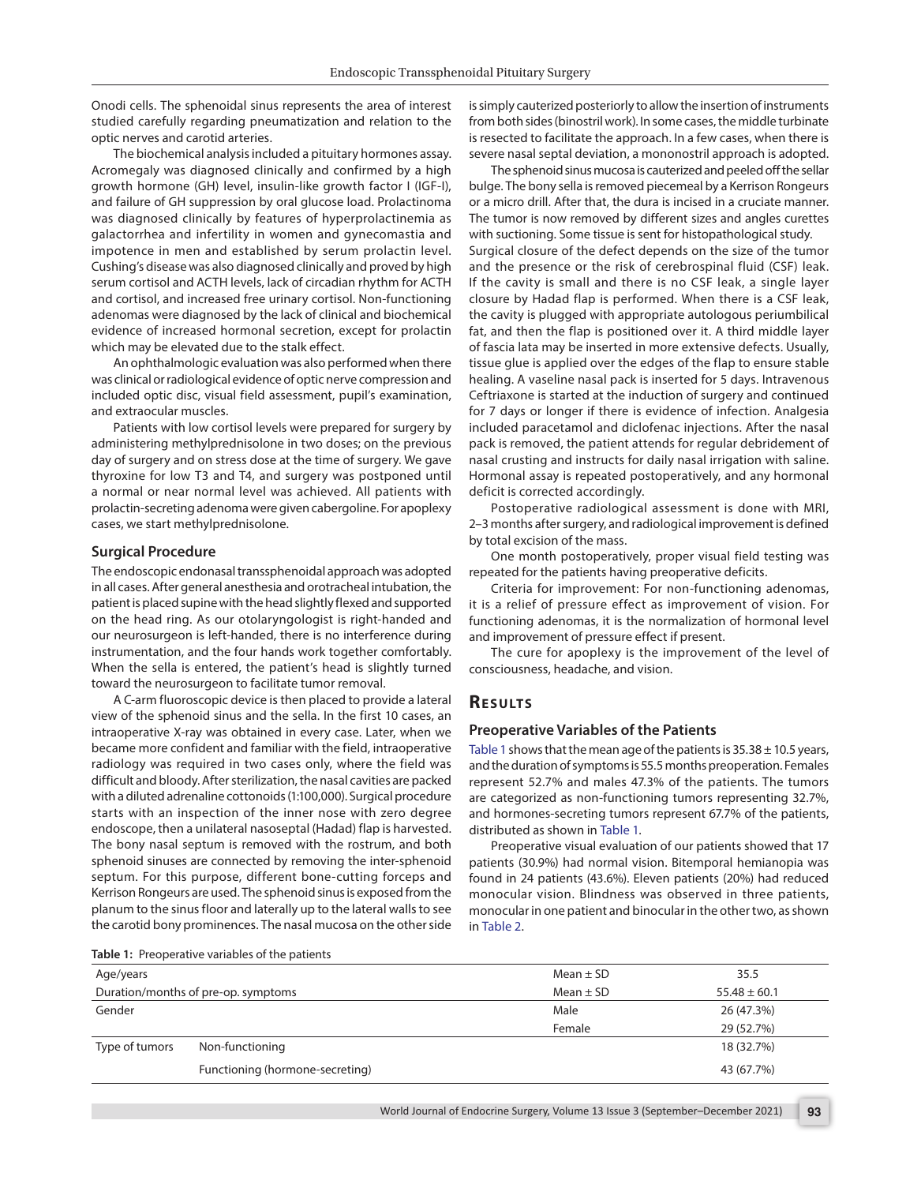Onodi cells. The sphenoidal sinus represents the area of interest studied carefully regarding pneumatization and relation to the optic nerves and carotid arteries.

The biochemical analysis included a pituitary hormones assay. Acromegaly was diagnosed clinically and confirmed by a high growth hormone (GH) level, insulin-like growth factor I (IGF-I), and failure of GH suppression by oral glucose load. Prolactinoma was diagnosed clinically by features of hyperprolactinemia as galactorrhea and infertility in women and gynecomastia and impotence in men and established by serum prolactin level. Cushing's disease was also diagnosed clinically and proved by high serum cortisol and ACTH levels, lack of circadian rhythm for ACTH and cortisol, and increased free urinary cortisol. Non-functioning adenomas were diagnosed by the lack of clinical and biochemical evidence of increased hormonal secretion, except for prolactin which may be elevated due to the stalk effect.

An ophthalmologic evaluation was also performed when there was clinical or radiological evidence of optic nerve compression and included optic disc, visual field assessment, pupil's examination, and extraocular muscles.

Patients with low cortisol levels were prepared for surgery by administering methylprednisolone in two doses; on the previous day of surgery and on stress dose at the time of surgery. We gave thyroxine for low T3 and T4, and surgery was postponed until a normal or near normal level was achieved. All patients with prolactin-secreting adenoma were given cabergoline. For apoplexy cases, we start methylprednisolone.

### Surgical Procedure

The endoscopic endonasal transsphenoidal approach was adopted in all cases. After general anesthesia and orotracheal intubation, the patient is placed supine with the head slightly flexed and supported on the head ring. As our otolaryngologist is right-handed and our neurosurgeon is left-handed, there is no interference during instrumentation, and the four hands work together comfortably. When the sella is entered, the patient's head is slightly turned toward the neurosurgeon to facilitate tumor removal.

A C-arm fluoroscopic device is then placed to provide a lateral view of the sphenoid sinus and the sella. In the first 10 cases, an intraoperative X-ray was obtained in every case. Later, when we became more confident and familiar with the field, intraoperative radiology was required in two cases only, where the field was difficult and bloody. After sterilization, the nasal cavities are packed with a diluted adrenaline cottonoids (1:100,000). Surgical procedure starts with an inspection of the inner nose with zero degree endoscope, then a unilateral nasoseptal (Hadad) flap is harvested. The bony nasal septum is removed with the rostrum, and both sphenoid sinuses are connected by removing the inter-sphenoid septum. For this purpose, different bone-cutting forceps and Kerrison Rongeurs are used. The sphenoid sinus is exposed from the planum to the sinus floor and laterally up to the lateral walls to see the carotid bony prominences. The nasal mucosa on the other side is simply cauterized posteriorly to allow the insertion of instruments from both sides (binostril work). In some cases, the middle turbinate is resected to facilitate the approach. In a few cases, when there is severe nasal septal deviation, a mononostril approach is adopted.

The sphenoid sinus mucosa is cauterized and peeled off the sellar bulge. The bony sella is removed piecemeal by a Kerrison Rongeurs or a micro drill. After that, the dura is incised in a cruciate manner. The tumor is now removed by different sizes and angles curettes with suctioning. Some tissue is sent for histopathological study. Surgical closure of the defect depends on the size of the tumor and the presence or the risk of cerebrospinal fluid (CSF) leak. If the cavity is small and there is no CSF leak, a single layer closure by Hadad flap is performed. When there is a CSF leak, the cavity is plugged with appropriate autologous periumbilical fat, and then the flap is positioned over it. A third middle layer of fascia lata may be inserted in more extensive defects. Usually, tissue glue is applied over the edges of the flap to ensure stable healing. A vaseline nasal pack is inserted for 5 days. Intravenous Ceftriaxone is started at the induction of surgery and continued for 7 days or longer if there is evidence of infection. Analgesia included paracetamol and diclofenac injections. After the nasal pack is removed, the patient attends for regular debridement of nasal crusting and instructs for daily nasal irrigation with saline. Hormonal assay is repeated postoperatively, and any hormonal deficit is corrected accordingly.

Postoperative radiological assessment is done with MRI, 2–3 months after surgery, and radiological improvement is defined by total excision of the mass.

One month postoperatively, proper visual field testing was repeated for the patients having preoperative deficits.

Criteria for improvement: For non-functioning adenomas, it is a relief of pressure effect as improvement of vision. For functioning adenomas, it is the normalization of hormonal level and improvement of pressure effect if present.

The cure for apoplexy is the improvement of the level of consciousness, headache, and vision.

## Results

### Preoperative Variables of the Patients

Table 1 shows that the mean age of the patients is 35.38 ± 10.5 years, and the duration of symptoms is 55.5 months preoperation. Females represent 52.7% and males 47.3% of the patients. The tumors are categorized as non-functioning tumors representing 32.7%, and hormones-secreting tumors represent 67.7% of the patients, distributed as shown in Table 1.

Preoperative visual evaluation of our patients showed that 17 patients (30.9%) had normal vision. Bitemporal hemianopia was found in 24 patients (43.6%). Eleven patients (20%) had reduced monocular vision. Blindness was observed in three patients, monocular in one patient and binocular in the other two, as shown in Table 2.

**Table 1:** Preoperative variables of the patients

| | | | |
|---|---|---|---|
| Age/years | | Mean ± SD | 35.5 |
| Duration/months of pre-op. symptoms | | Mean ± SD | 55.48 ± 60.1 |
| Gender | | Male | 26 (47.3%) |
| | | Female | 29 (52.7%) |
| Type of tumors | Non-functioning | | 18 (32.7%) |
| | Functioning (hormone-secreting) | | 43 (67.7%) |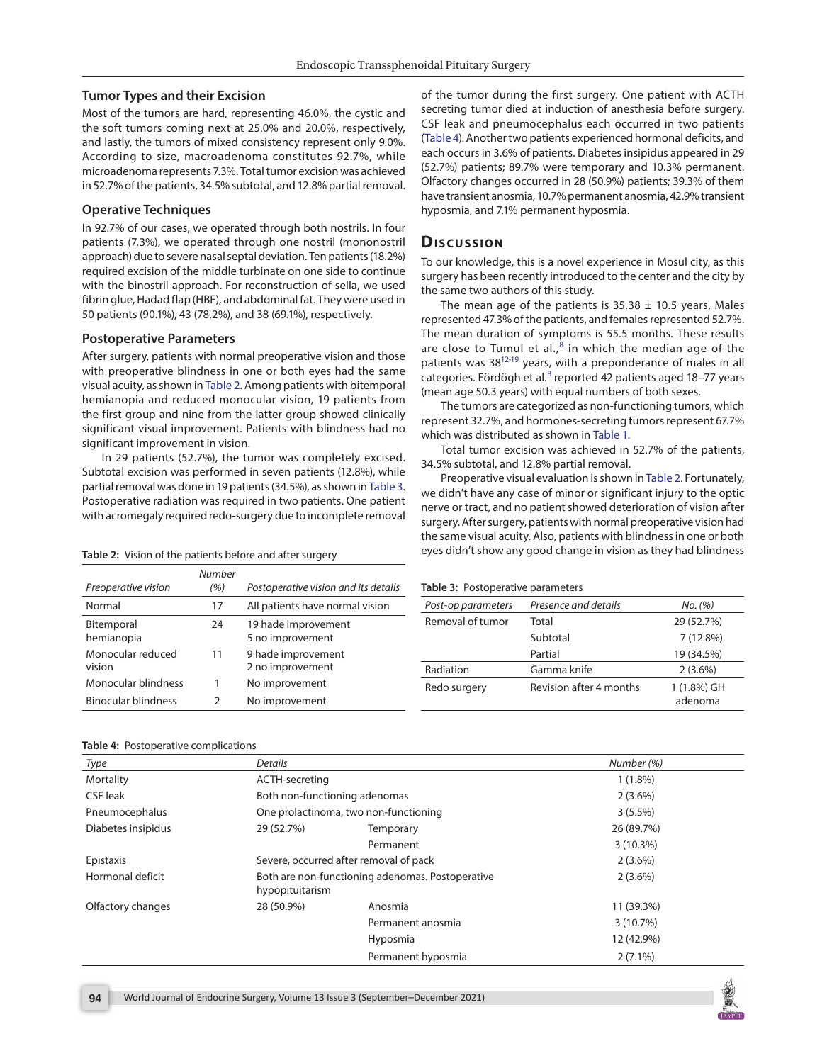### Tumor Types and their Excision

Most of the tumors are hard, representing 46.0%, the cystic and the soft tumors coming next at 25.0% and 20.0%, respectively, and lastly, the tumors of mixed consistency represent only 9.0%. According to size, macroadenoma constitutes 92.7%, while microadenoma represents 7.3%. Total tumor excision was achieved in 52.7% of the patients, 34.5% subtotal, and 12.8% partial removal.

### Operative Techniques

In 92.7% of our cases, we operated through both nostrils. In four patients (7.3%), we operated through one nostril (mononostril approach) due to severe nasal septal deviation. Ten patients (18.2%) required excision of the middle turbinate on one side to continue with the binostril approach. For reconstruction of sella, we used fibrin glue, Hadad flap (HBF), and abdominal fat. They were used in 50 patients (90.1%), 43 (78.2%), and 38 (69.1%), respectively.

### Postoperative Parameters

After surgery, patients with normal preoperative vision and those with preoperative blindness in one or both eyes had the same visual acuity, as shown in Table 2. Among patients with bitemporal hemianopia and reduced monocular vision, 19 patients from the first group and nine from the latter group showed clinically significant visual improvement. Patients with blindness had no significant improvement in vision.

In 29 patients (52.7%), the tumor was completely excised. Subtotal excision was performed in seven patients (12.8%), while partial removal was done in 19 patients (34.5%), as shown in Table 3. Postoperative radiation was required in two patients. One patient with acromegaly required redo-surgery due to incomplete removal of the tumor during the first surgery. One patient with ACTH secreting tumor died at induction of anesthesia before surgery. CSF leak and pneumocephalus each occurred in two patients (Table 4). Another two patients experienced hormonal deficits, and each occurs in 3.6% of patients. Diabetes insipidus appeared in 29 (52.7%) patients; 89.7% were temporary and 10.3% permanent. Olfactory changes occurred in 28 (50.9%) patients; 39.3% of them have transient anosmia, 10.7% permanent anosmia, 42.9% transient hyposmia, and 7.1% permanent hyposmia.

**Table 2:** Vision of the patients before and after surgery

| Preoperative vision | Number (%) | Postoperative vision and its details |
|---|---|---|
| Normal | 17 | All patients have normal vision |
| Bitemporal hemianopia | 24 | 19 hade improvement<br>5 no improvement |
| Monocular reduced vision | 11 | 9 hade improvement<br>2 no improvement |
| Monocular blindness | 1 | No improvement |
| Binocular blindness | 2 | No improvement |

**Table 3:** Postoperative parameters

| Post-op parameters | Presence and details | No. (%) |
|---|---|---|
| Removal of tumor | Total | 29 (52.7%) |
| | Subtotal | 7 (12.8%) |
| | Partial | 19 (34.5%) |
| Radiation | Gamma knife | 2 (3.6%) |
| Redo surgery | Revision after 4 months | 1 (1.8%) GH adenoma |

**Table 4:** Postoperative complications

| Type | Details | | Number (%) |
|---|---|---|---|
| Mortality | ACTH-secreting | | 1 (1.8%) |
| CSF leak | Both non-functioning adenomas | | 2 (3.6%) |
| Pneumocephalus | One prolactinoma, two non-functioning | | 3 (5.5%) |
| Diabetes insipidus | 29 (52.7%) | Temporary | 26 (89.7%) |
| | | Permanent | 3 (10.3%) |
| Epistaxis | Severe, occurred after removal of pack | | 2 (3.6%) |
| Hormonal deficit | Both are non-functioning adenomas. Postoperative hypopituitarism | | 2 (3.6%) |
| Olfactory changes | 28 (50.9%) | Anosmia | 11 (39.3%) |
| | | Permanent anosmia | 3 (10.7%) |
| | | Hyposmia | 12 (42.9%) |
| | | Permanent hyposmia | 2 (7.1%) |

## Discussion

To our knowledge, this is a novel experience in Mosul city, as this surgery has been recently introduced to the center and the city by the same two authors of this study.

The mean age of the patients is 35.38 ± 10.5 years. Males represented 47.3% of the patients, and females represented 52.7%. The mean duration of symptoms is 55.5 months. These results are close to Tumul et al.,[8] in which the median age of the patients was 38[12-19] years, with a preponderance of males in all categories. Eördögh et al.[8] reported 42 patients aged 18–77 years (mean age 50.3 years) with equal numbers of both sexes.

The tumors are categorized as non-functioning tumors, which represent 32.7%, and hormones-secreting tumors represent 67.7% which was distributed as shown in Table 1.

Total tumor excision was achieved in 52.7% of the patients, 34.5% subtotal, and 12.8% partial removal.

Preoperative visual evaluation is shown in Table 2. Fortunately, we didn't have any case of minor or significant injury to the optic nerve or tract, and no patient showed deterioration of vision after surgery. After surgery, patients with normal preoperative vision had the same visual acuity. Also, patients with blindness in one or both eyes didn't show any good change in vision as they had blindness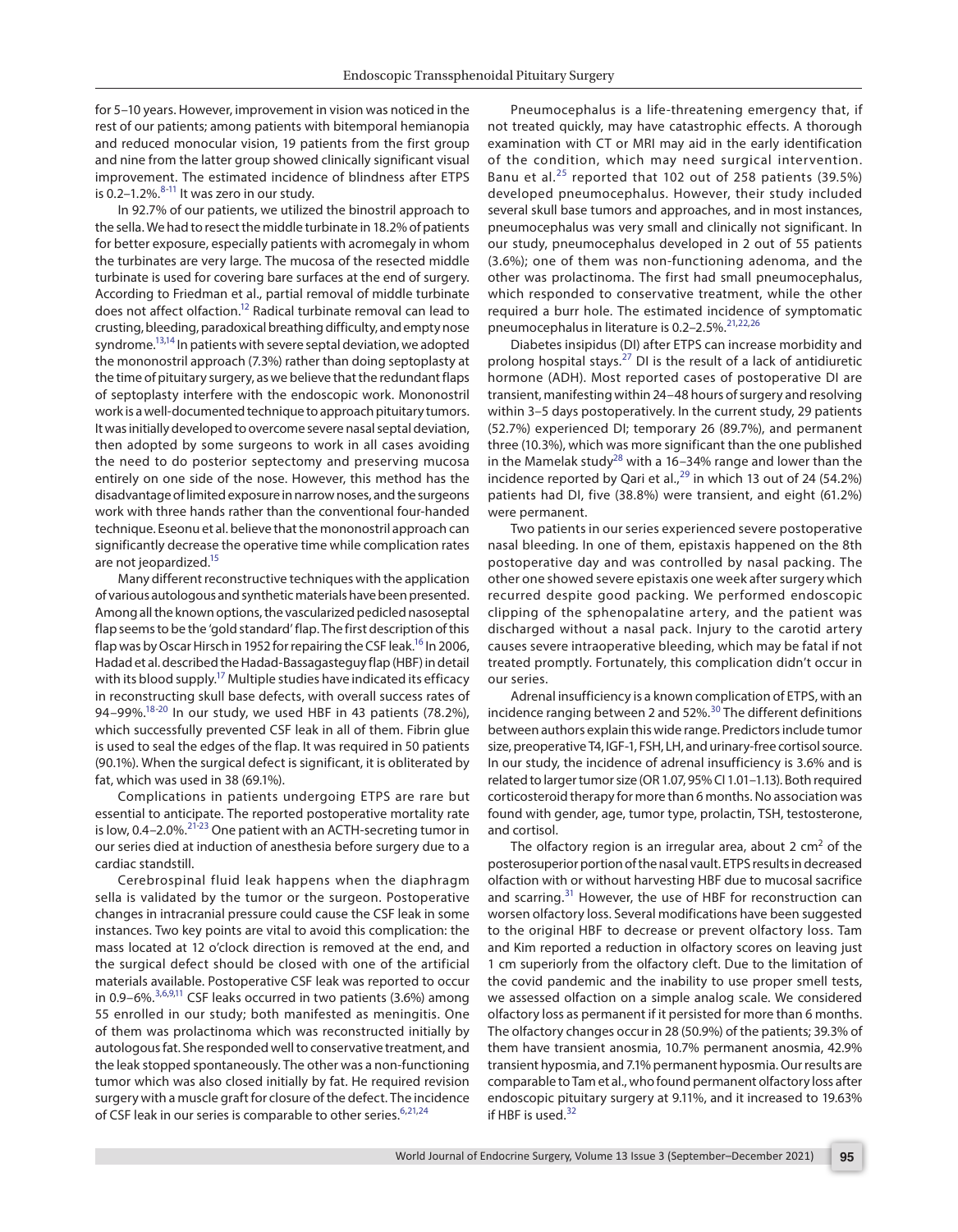for 5–10 years. However, improvement in vision was noticed in the rest of our patients; among patients with bitemporal hemianopia and reduced monocular vision, 19 patients from the first group and nine from the latter group showed clinically significant visual improvement. The estimated incidence of blindness after ETPS is 0.2–1.2%.[8-11] It was zero in our study.

In 92.7% of our patients, we utilized the binostril approach to the sella. We had to resect the middle turbinate in 18.2% of patients for better exposure, especially patients with acromegaly in whom the turbinates are very large. The mucosa of the resected middle turbinate is used for covering bare surfaces at the end of surgery. According to Friedman et al., partial removal of middle turbinate does not affect olfaction.[12] Radical turbinate removal can lead to crusting, bleeding, paradoxical breathing difficulty, and empty nose syndrome.[13,14] In patients with severe septal deviation, we adopted the mononostril approach (7.3%) rather than doing septoplasty at the time of pituitary surgery, as we believe that the redundant flaps of septoplasty interfere with the endoscopic work. Mononostril work is a well-documented technique to approach pituitary tumors. It was initially developed to overcome severe nasal septal deviation, then adopted by some surgeons to work in all cases avoiding the need to do posterior septectomy and preserving mucosa entirely on one side of the nose. However, this method has the disadvantage of limited exposure in narrow noses, and the surgeons work with three hands rather than the conventional four-handed technique. Eseonu et al. believe that the mononostril approach can significantly decrease the operative time while complication rates are not jeopardized.[15]

Many different reconstructive techniques with the application of various autologous and synthetic materials have been presented. Among all the known options, the vascularized pedicled nasoseptal flap seems to be the 'gold standard' flap. The first description of this flap was by Oscar Hirsch in 1952 for repairing the CSF leak.[16] In 2006, Hadad et al. described the Hadad-Bassagasteguy flap (HBF) in detail with its blood supply.[17] Multiple studies have indicated its efficacy in reconstructing skull base defects, with overall success rates of 94–99%.[18-20] In our study, we used HBF in 43 patients (78.2%), which successfully prevented CSF leak in all of them. Fibrin glue is used to seal the edges of the flap. It was required in 50 patients (90.1%). When the surgical defect is significant, it is obliterated by fat, which was used in 38 (69.1%).

Complications in patients undergoing ETPS are rare but essential to anticipate. The reported postoperative mortality rate is low, 0.4–2.0%.[21-23] One patient with an ACTH-secreting tumor in our series died at induction of anesthesia before surgery due to a cardiac standstill.

Cerebrospinal fluid leak happens when the diaphragm sella is validated by the tumor or the surgeon. Postoperative changes in intracranial pressure could cause the CSF leak in some instances. Two key points are vital to avoid this complication: the mass located at 12 o'clock direction is removed at the end, and the surgical defect should be closed with one of the artificial materials available. Postoperative CSF leak was reported to occur in 0.9–6%.[3,6,9,11] CSF leaks occurred in two patients (3.6%) among 55 enrolled in our study; both manifested as meningitis. One of them was prolactinoma which was reconstructed initially by autologous fat. She responded well to conservative treatment, and the leak stopped spontaneously. The other was a non-functioning tumor which was also closed initially by fat. He required revision surgery with a muscle graft for closure of the defect. The incidence of CSF leak in our series is comparable to other series.[6,21,24]

Pneumocephalus is a life-threatening emergency that, if not treated quickly, may have catastrophic effects. A thorough examination with CT or MRI may aid in the early identification of the condition, which may need surgical intervention. Banu et al.[25] reported that 102 out of 258 patients (39.5%) developed pneumocephalus. However, their study included several skull base tumors and approaches, and in most instances, pneumocephalus was very small and clinically not significant. In our study, pneumocephalus developed in 2 out of 55 patients (3.6%); one of them was non-functioning adenoma, and the other was prolactinoma. The first had small pneumocephalus, which responded to conservative treatment, while the other required a burr hole. The estimated incidence of symptomatic pneumocephalus in literature is 0.2–2.5%.[21,22,26]

Diabetes insipidus (DI) after ETPS can increase morbidity and prolong hospital stays.[27] DI is the result of a lack of antidiuretic hormone (ADH). Most reported cases of postoperative DI are transient, manifesting within 24–48 hours of surgery and resolving within 3–5 days postoperatively. In the current study, 29 patients (52.7%) experienced DI; temporary 26 (89.7%), and permanent three (10.3%), which was more significant than the one published in the Mamelak study[28] with a 16–34% range and lower than the incidence reported by Qari et al.,[29] in which 13 out of 24 (54.2%) patients had DI, five (38.8%) were transient, and eight (61.2%) were permanent.

Two patients in our series experienced severe postoperative nasal bleeding. In one of them, epistaxis happened on the 8th postoperative day and was controlled by nasal packing. The other one showed severe epistaxis one week after surgery which recurred despite good packing. We performed endoscopic clipping of the sphenopalatine artery, and the patient was discharged without a nasal pack. Injury to the carotid artery causes severe intraoperative bleeding, which may be fatal if not treated promptly. Fortunately, this complication didn't occur in our series.

Adrenal insufficiency is a known complication of ETPS, with an incidence ranging between 2 and 52%.[30] The different definitions between authors explain this wide range. Predictors include tumor size, preoperative T4, IGF-1, FSH, LH, and urinary-free cortisol source. In our study, the incidence of adrenal insufficiency is 3.6% and is related to larger tumor size (OR 1.07, 95% CI 1.01–1.13). Both required corticosteroid therapy for more than 6 months. No association was found with gender, age, tumor type, prolactin, TSH, testosterone, and cortisol.

The olfactory region is an irregular area, about 2 $cm^2$ of the posterosuperior portion of the nasal vault. ETPS results in decreased olfaction with or without harvesting HBF due to mucosal sacrifice and scarring.[31] However, the use of HBF for reconstruction can worsen olfactory loss. Several modifications have been suggested to the original HBF to decrease or prevent olfactory loss. Tam and Kim reported a reduction in olfactory scores on leaving just 1 cm superiorly from the olfactory cleft. Due to the limitation of the covid pandemic and the inability to use proper smell tests, we assessed olfaction on a simple analog scale. We considered olfactory loss as permanent if it persisted for more than 6 months. The olfactory changes occur in 28 (50.9%) of the patients; 39.3% of them have transient anosmia, 10.7% permanent anosmia, 42.9% transient hyposmia, and 7.1% permanent hyposmia. Our results are comparable to Tam et al., who found permanent olfactory loss after endoscopic pituitary surgery at 9.11%, and it increased to 19.63% if HBF is used.[32]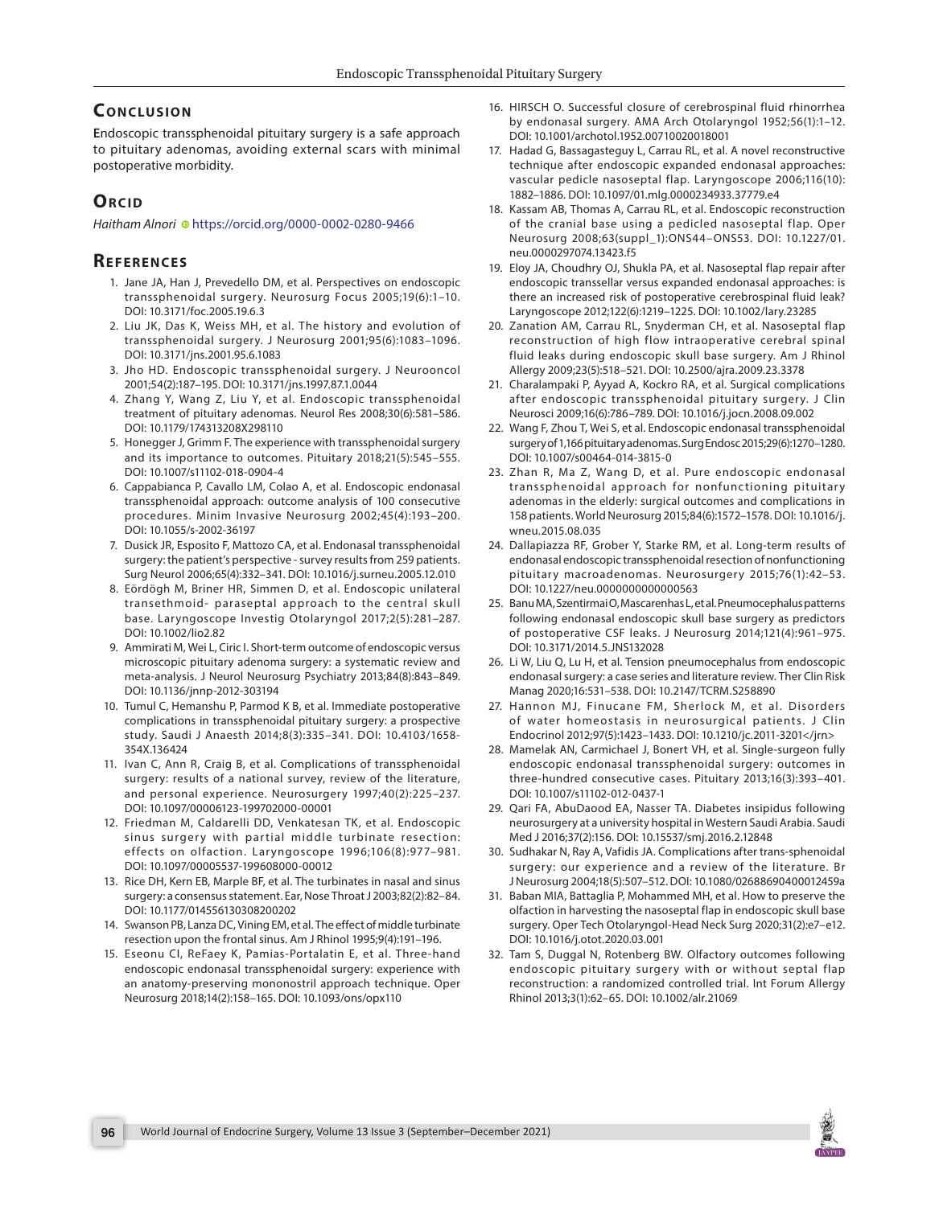## Conclusion

Endoscopic transsphenoidal pituitary surgery is a safe approach to pituitary adenomas, avoiding external scars with minimal postoperative morbidity.

## Orcid

*Haitham Alnori* https://orcid.org/0000-0002-0280-9466

## References

1. Jane JA, Han J, Prevedello DM, et al. Perspectives on endoscopic transsphenoidal surgery. Neurosurg Focus 2005;19(6):1–10. DOI: 10.3171/foc.2005.19.6.3
2. Liu JK, Das K, Weiss MH, et al. The history and evolution of transsphenoidal surgery. J Neurosurg 2001;95(6):1083–1096. DOI: 10.3171/jns.2001.95.6.1083
3. Jho HD. Endoscopic transsphenoidal surgery. J Neurooncol 2001;54(2):187–195. DOI: 10.3171/jns.1997.87.1.0044
4. Zhang Y, Wang Z, Liu Y, et al. Endoscopic transsphenoidal treatment of pituitary adenomas. Neurol Res 2008;30(6):581–586. DOI: 10.1179/174313208X298110
5. Honegger J, Grimm F. The experience with transsphenoidal surgery and its importance to outcomes. Pituitary 2018;21(5):545–555. DOI: 10.1007/s11102-018-0904-4
6. Cappabianca P, Cavallo LM, Colao A, et al. Endoscopic endonasal transsphenoidal approach: outcome analysis of 100 consecutive procedures. Minim Invasive Neurosurg 2002;45(4):193–200. DOI: 10.1055/s-2002-36197
7. Dusick JR, Esposito F, Mattozo CA, et al. Endonasal transsphenoidal surgery: the patient's perspective - survey results from 259 patients. Surg Neurol 2006;65(4):332–341. DOI: 10.1016/j.surneu.2005.12.010
8. Eördögh M, Briner HR, Simmen D, et al. Endoscopic unilateral transethmoid- paraseptal approach to the central skull base. Laryngoscope Investig Otolaryngol 2017;2(5):281–287. DOI: 10.1002/lio2.82
9. Ammirati M, Wei L, Ciric I. Short-term outcome of endoscopic versus microscopic pituitary adenoma surgery: a systematic review and meta-analysis. J Neurol Neurosurg Psychiatry 2013;84(8):843–849. DOI: 10.1136/jnnp-2012-303194
10. Tumul C, Hemanshu P, Parmod K B, et al. Immediate postoperative complications in transsphenoidal pituitary surgery: a prospective study. Saudi J Anaesth 2014;8(3):335–341. DOI: 10.4103/1658-354X.136424
11. Ivan C, Ann R, Craig B, et al. Complications of transsphenoidal surgery: results of a national survey, review of the literature, and personal experience. Neurosurgery 1997;40(2):225–237. DOI: 10.1097/00006123-199702000-00001
12. Friedman M, Caldarelli DD, Venkatesan TK, et al. Endoscopic sinus surgery with partial middle turbinate resection: effects on olfaction. Laryngoscope 1996;106(8):977–981. DOI: 10.1097/00005537-199608000-00012
13. Rice DH, Kern EB, Marple BF, et al. The turbinates in nasal and sinus surgery: a consensus statement. Ear, Nose Throat J 2003;82(2):82–84. DOI: 10.1177/014556130308200202
14. Swanson PB, Lanza DC, Vining EM, et al. The effect of middle turbinate resection upon the frontal sinus. Am J Rhinol 1995;9(4):191–196.
15. Eseonu CI, ReFaey K, Pamias-Portalatin E, et al. Three-hand endoscopic endonasal transsphenoidal surgery: experience with an anatomy-preserving mononostril approach technique. Oper Neurosurg 2018;14(2):158–165. DOI: 10.1093/ons/opx110
16. HIRSCH O. Successful closure of cerebrospinal fluid rhinorrhea by endonasal surgery. AMA Arch Otolaryngol 1952;56(1):1–12. DOI: 10.1001/archotol.1952.00710020018001
17. Hadad G, Bassagasteguy L, Carrau RL, et al. A novel reconstructive technique after endoscopic expanded endonasal approaches: vascular pedicle nasoseptal flap. Laryngoscope 2006;116(10): 1882–1886. DOI: 10.1097/01.mlg.0000234933.37779.e4
18. Kassam AB, Thomas A, Carrau RL, et al. Endoscopic reconstruction of the cranial base using a pedicled nasoseptal flap. Oper Neurosurg 2008;63(suppl_1):ONS44–ONS53. DOI: 10.1227/01.neu.0000297074.13423.f5
19. Eloy JA, Choudhry OJ, Shukla PA, et al. Nasoseptal flap repair after endoscopic transsellar versus expanded endonasal approaches: is there an increased risk of postoperative cerebrospinal fluid leak? Laryngoscope 2012;122(6):1219–1225. DOI: 10.1002/lary.23285
20. Zanation AM, Carrau RL, Snyderman CH, et al. Nasoseptal flap reconstruction of high flow intraoperative cerebral spinal fluid leaks during endoscopic skull base surgery. Am J Rhinol Allergy 2009;23(5):518–521. DOI: 10.2500/ajra.2009.23.3378
21. Charalampaki P, Ayyad A, Kockro RA, et al. Surgical complications after endoscopic transsphenoidal pituitary surgery. J Clin Neurosci 2009;16(6):786–789. DOI: 10.1016/j.jocn.2008.09.002
22. Wang F, Zhou T, Wei S, et al. Endoscopic endonasal transsphenoidal surgery of 1,166 pituitary adenomas. Surg Endosc 2015;29(6):1270–1280. DOI: 10.1007/s00464-014-3815-0
23. Zhan R, Ma Z, Wang D, et al. Pure endoscopic endonasal transsphenoidal approach for nonfunctioning pituitary adenomas in the elderly: surgical outcomes and complications in 158 patients. World Neurosurg 2015;84(6):1572–1578. DOI: 10.1016/j.wneu.2015.08.035
24. Dallapiazza RF, Grober Y, Starke RM, et al. Long-term results of endonasal endoscopic transsphenoidal resection of nonfunctioning pituitary macroadenomas. Neurosurgery 2015;76(1):42–53. DOI: 10.1227/neu.0000000000000563
25. Banu MA, Szentirmai O, Mascarenhas L, et al. Pneumocephalus patterns following endonasal endoscopic skull base surgery as predictors of postoperative CSF leaks. J Neurosurg 2014;121(4):961–975. DOI: 10.3171/2014.5.JNS132028
26. Li W, Liu Q, Lu H, et al. Tension pneumocephalus from endoscopic endonasal surgery: a case series and literature review. Ther Clin Risk Manag 2020;16:531–538. DOI: 10.2147/TCRM.S258890
27. Hannon MJ, Finucane FM, Sherlock M, et al. Disorders of water homeostasis in neurosurgical patients. J Clin Endocrinol 2012;97(5):1423–1433. DOI: 10.1210/jc.2011-3201</jrn>
28. Mamelak AN, Carmichael J, Bonert VH, et al. Single-surgeon fully endoscopic endonasal transsphenoidal surgery: outcomes in three-hundred consecutive cases. Pituitary 2013;16(3):393–401. DOI: 10.1007/s11102-012-0437-1
29. Qari FA, AbuDaood EA, Nasser TA. Diabetes insipidus following neurosurgery at a university hospital in Western Saudi Arabia. Saudi Med J 2016;37(2):156. DOI: 10.15537/smj.2016.2.12848
30. Sudhakar N, Ray A, Vafidis JA. Complications after trans-sphenoidal surgery: our experience and a review of the literature. Br J Neurosurg 2004;18(5):507–512. DOI: 10.1080/02688690400012459a
31. Baban MIA, Battaglia P, Mohammed MH, et al. How to preserve the olfaction in harvesting the nasoseptal flap in endoscopic skull base surgery. Oper Tech Otolaryngol-Head Neck Surg 2020;31(2):e7–e12. DOI: 10.1016/j.otot.2020.03.001
32. Tam S, Duggal N, Rotenberg BW. Olfactory outcomes following endoscopic pituitary surgery with or without septal flap reconstruction: a randomized controlled trial. Int Forum Allergy Rhinol 2013;3(1):62–65. DOI: 10.1002/alr.21069